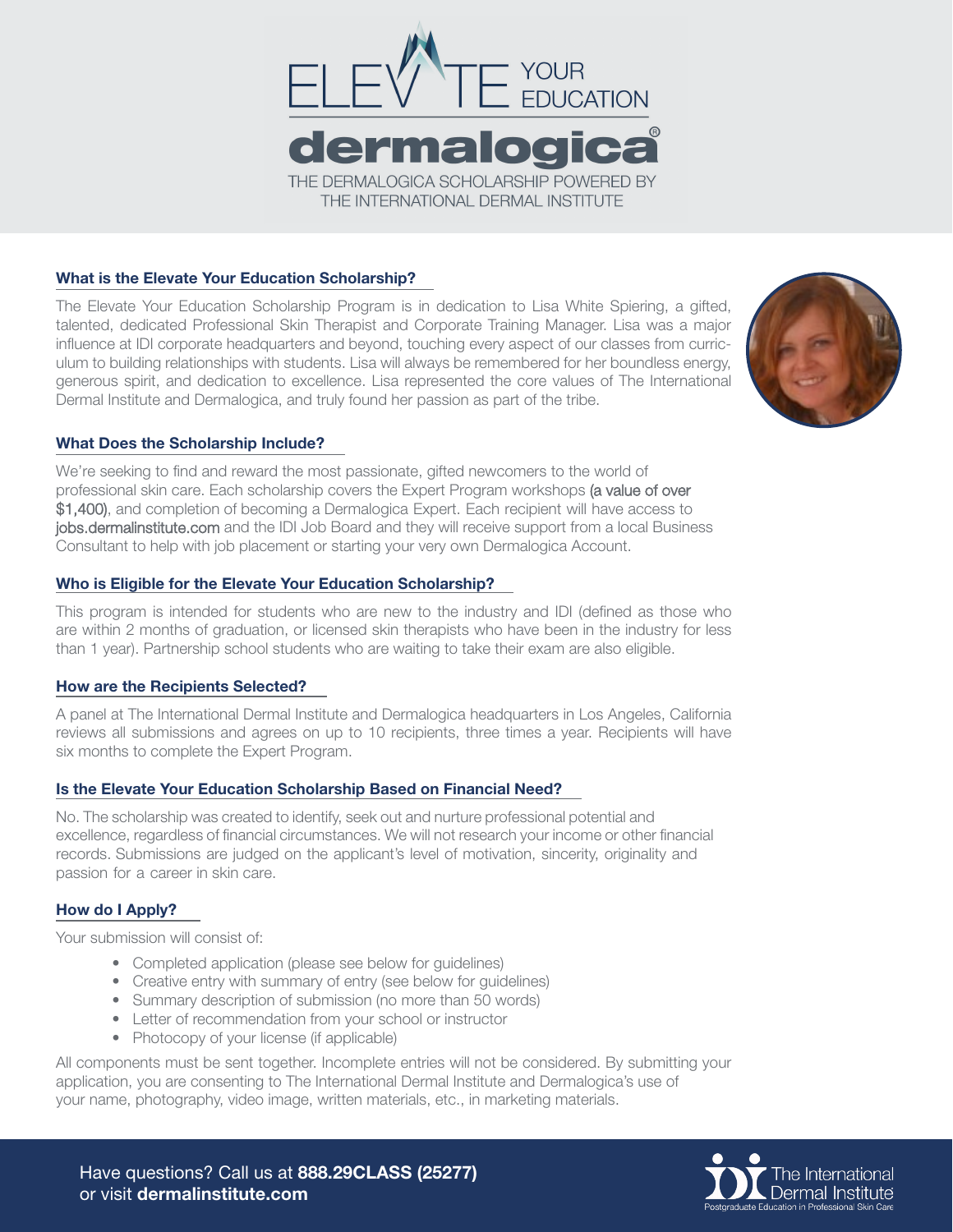# ELEVATE YOUR EDUCATION

# dermalogica®

THE DERMALOGICA SCHOLARSHIP POWERED BY THE INTERNATIONAL DERMAL INSTITUTE

## What is the Elevate Your Education Scholarship?

The Elevate Your Education Scholarship Program is in dedication to Lisa White Spiering, a gifted, talented, dedicated Professional Skin Therapist and Corporate Training Manager. Lisa was a major influence at IDI corporate headquarters and beyond, touching every aspect of our classes from curriculum to building relationships with students. Lisa will always be remembered for her boundless energy, generous spirit, and dedication to excellence. Lisa represented the core values of The International Dermal Institute and Dermalogica, and truly found her passion as part of the tribe.

## What Does the Scholarship Include?

We're seeking to find and reward the most passionate, gifted newcomers to the world of professional skin care. Each scholarship covers the Expert Program workshops (a value of over $1,400), and completion of becoming a Dermalogica Expert. Each recipient will have access to jobs.dermalinstitute.com and the IDI Job Board and they will receive support from a local Business Consultant to help with job placement or starting your very own Dermalogica Account.

## Who is Eligible for the Elevate Your Education Scholarship?

This program is intended for students who are new to the industry and IDI (defined as those who are within 2 months of graduation, or licensed skin therapists who have been in the industry for less than 1 year). Partnership school students who are waiting to take their exam are also eligible.

## How are the Recipients Selected?

A panel at The International Dermal Institute and Dermalogica headquarters in Los Angeles, California reviews all submissions and agrees on up to 10 recipients, three times a year. Recipients will have six months to complete the Expert Program.

## Is the Elevate Your Education Scholarship Based on Financial Need?

No. The scholarship was created to identify, seek out and nurture professional potential and excellence, regardless of financial circumstances. We will not research your income or other financial records. Submissions are judged on the applicant's level of motivation, sincerity, originality and passion for a career in skin care.

## How do I Apply?

Your submission will consist of:

- Completed application (please see below for guidelines)
- Creative entry with summary of entry (see below for guidelines)
- Summary description of submission (no more than 50 words)
- Letter of recommendation from your school or instructor
- Photocopy of your license (if applicable)

All components must be sent together. Incomplete entries will not be considered. By submitting your application, you are consenting to The International Dermal Institute and Dermalogica's use of your name, photography, video image, written materials, etc., in marketing materials.

Have questions? Call us at **888.29CLASS (25277)** or visit **dermalinstitute.com**

The International Dermal Institute
Postgraduate Education in Professional Skin Care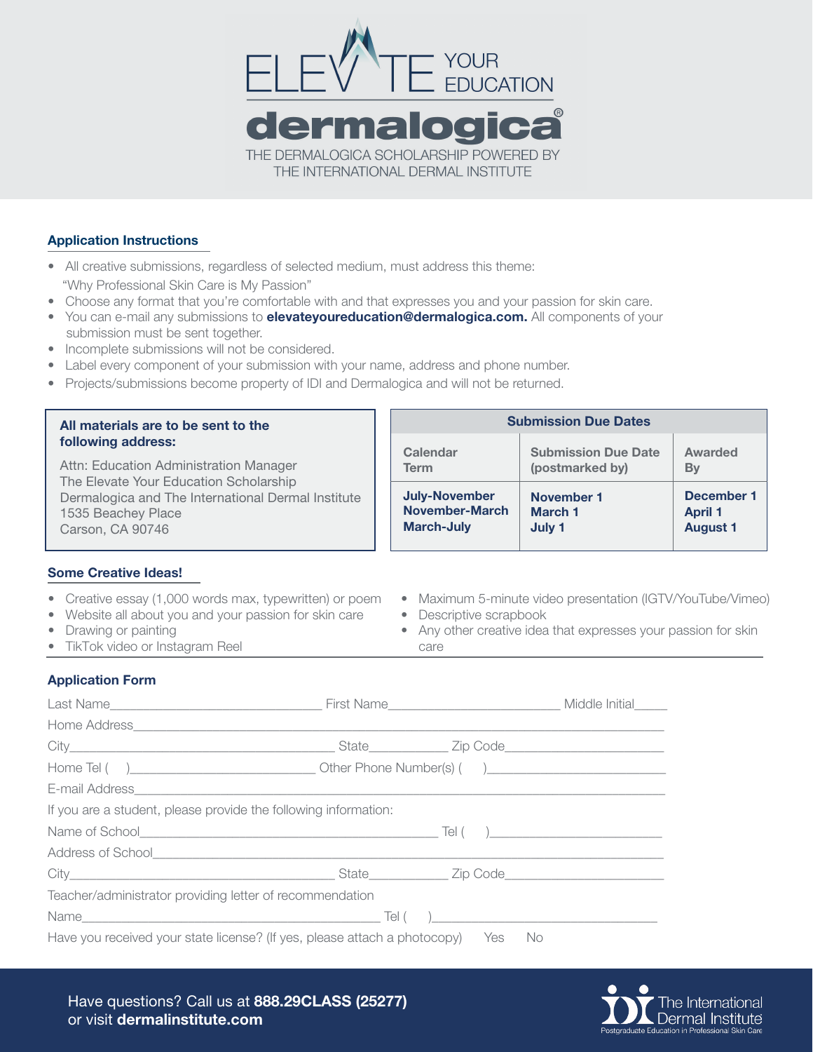# ELEVATE YOUR EDUCATION

# dermalogica®

THE DERMALOGICA SCHOLARSHIP POWERED BY THE INTERNATIONAL DERMAL INSTITUTE

## Application Instructions

- All creative submissions, regardless of selected medium, must address this theme: "Why Professional Skin Care is My Passion"
- Choose any format that you're comfortable with and that expresses you and your passion for skin care.
- You can e-mail any submissions to **elevateyoureducation@dermalogica.com.** All components of your submission must be sent together.
- Incomplete submissions will not be considered.
- Label every component of your submission with your name, address and phone number.
- Projects/submissions become property of IDI and Dermalogica and will not be returned.

**All materials are to be sent to the following address:**

Attn: Education Administration Manager
The Elevate Your Education Scholarship
Dermalogica and The International Dermal Institute
1535 Beachey Place
Carson, CA 90746

**Submission Due Dates**

| Calendar Term | Submission Due Date (postmarked by) | Awarded By |
|---|---|---|
| July-November | November 1 | December 1 |
| November-March | March 1 | April 1 |
| March-July | July 1 | August 1 |

## Some Creative Ideas!

- Creative essay (1,000 words max, typewritten) or poem
- Website all about you and your passion for skin care
- Drawing or painting
- TikTok video or Instagram Reel
- Maximum 5-minute video presentation (IGTV/YouTube/Vimeo)
- Descriptive scrapbook
- Any other creative idea that expresses your passion for skin care

## Application Form

Last Name\_\_\_\_\_\_\_\_\_\_\_\_\_\_\_\_\_\_\_\_ First Name\_\_\_\_\_\_\_\_\_\_\_\_\_\_\_\_\_\_\_\_ Middle Initial\_\_\_\_\_

Home Address\_\_\_\_\_\_\_\_\_\_\_\_\_\_\_\_\_\_\_\_\_\_\_\_\_\_\_\_\_\_\_\_\_\_\_\_\_\_\_\_

City\_\_\_\_\_\_\_\_\_\_\_\_\_\_\_\_\_\_\_\_ State\_\_\_\_\_\_\_\_ Zip Code\_\_\_\_\_\_\_\_\_\_\_\_\_\_\_\_

Home Tel (    )\_\_\_\_\_\_\_\_\_\_\_\_\_\_\_\_\_\_\_\_ Other Phone Number(s) (    )\_\_\_\_\_\_\_\_\_\_\_\_\_\_\_\_\_\_\_\_

E-mail Address\_\_\_\_\_\_\_\_\_\_\_\_\_\_\_\_\_\_\_\_\_\_\_\_\_\_\_\_\_\_\_\_\_\_\_\_\_\_\_\_

If you are a student, please provide the following information:

Name of School\_\_\_\_\_\_\_\_\_\_\_\_\_\_\_\_\_\_\_\_\_\_\_\_\_\_\_\_\_\_ Tel (    )\_\_\_\_\_\_\_\_\_\_\_\_\_\_\_\_\_\_\_\_

Address of School\_\_\_\_\_\_\_\_\_\_\_\_\_\_\_\_\_\_\_\_\_\_\_\_\_\_\_\_\_\_\_\_\_\_\_\_\_\_\_\_

City\_\_\_\_\_\_\_\_\_\_\_\_\_\_\_\_\_\_\_\_ State\_\_\_\_\_\_\_\_ Zip Code\_\_\_\_\_\_\_\_\_\_\_\_\_\_\_\_

Teacher/administrator providing letter of recommendation

Name\_\_\_\_\_\_\_\_\_\_\_\_\_\_\_\_\_\_\_\_\_\_\_\_\_\_\_\_\_\_ Tel (    )\_\_\_\_\_\_\_\_\_\_\_\_\_\_\_\_\_\_\_\_

Have you received your state license? (If yes, please attach a photocopy)    Yes    No

Have questions? Call us at **888.29CLASS (25277)** or visit **dermalinstitute.com**

The International Dermal Institute
Postgraduate Education in Professional Skin Care